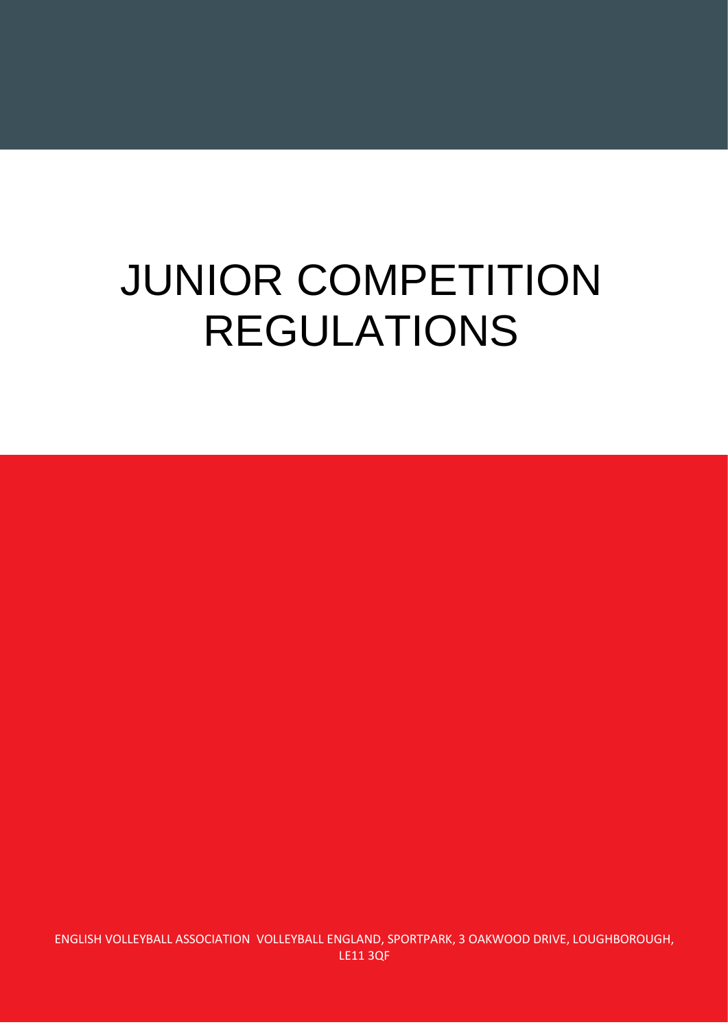# JUNIOR COMPETITION REGULATIONS

ENGLISH VOLLEYBALL ASSOCIATION VOLLEYBALL ENGLAND, SPORTPARK, 3 OAKWOOD DRIVE, LOUGHBOROUGH, LE11 3QF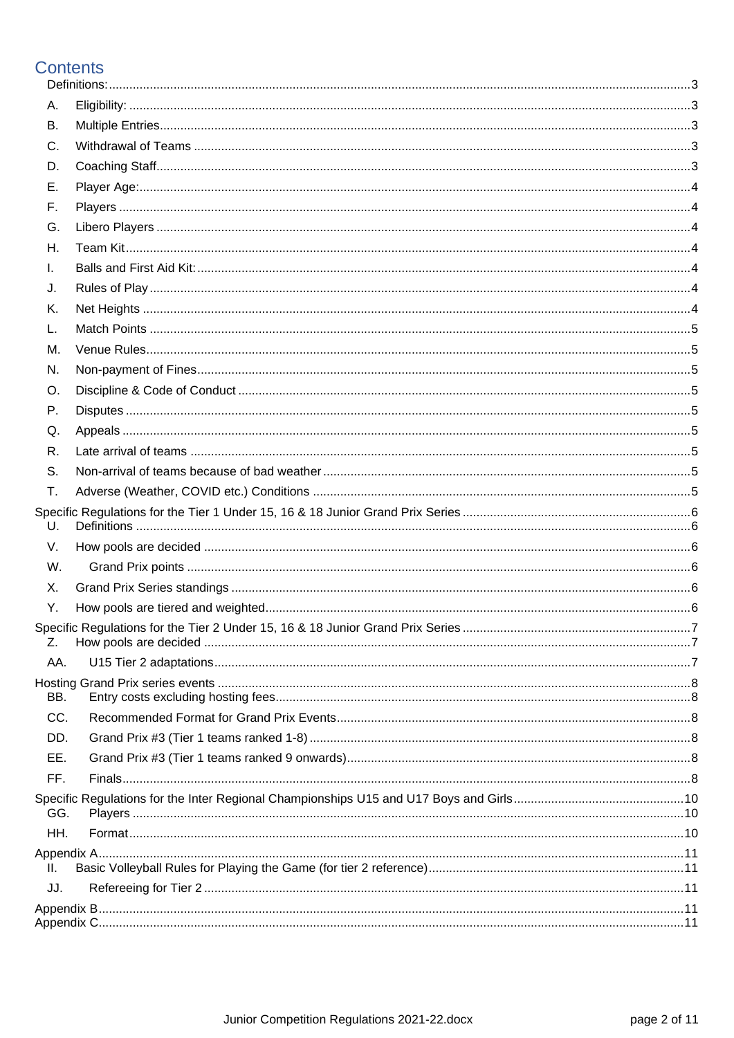# Contents

Definitions: 3

- A. Eligibility: 3
- B. Multiple Entries 3
- C. Withdrawal of Teams 3
- D. Coaching Staff 3
- E. Player Age: 4
- F. Players 4
- G. Libero Players 4
- H. Team Kit 4
- I. Balls and First Aid Kit: 4
- J. Rules of Play 4
- K. Net Heights 4
- L. Match Points 5
- M. Venue Rules 5
- N. Non-payment of Fines 5
- O. Discipline & Code of Conduct 5
- P. Disputes 5
- Q. Appeals 5
- R. Late arrival of teams 5
- S. Non-arrival of teams because of bad weather 5
- T. Adverse (Weather, COVID etc.) Conditions 5

Specific Regulations for the Tier 1 Under 15, 16 & 18 Junior Grand Prix Series 6

- U. Definitions 6
- V. How pools are decided 6
- W. Grand Prix points 6
- X. Grand Prix Series standings 6
- Y. How pools are tiered and weighted 6

Specific Regulations for the Tier 2 Under 15, 16 & 18 Junior Grand Prix Series 7

- Z. How pools are decided 7
- AA. U15 Tier 2 adaptations 7

Hosting Grand Prix series events 8

- BB. Entry costs excluding hosting fees 8
- CC. Recommended Format for Grand Prix Events 8
- DD. Grand Prix #3 (Tier 1 teams ranked 1-8) 8
- EE. Grand Prix #3 (Tier 1 teams ranked 9 onwards) 8
- FF. Finals 8

Specific Regulations for the Inter Regional Championships U15 and U17 Boys and Girls 10

- GG. Players 10
- HH. Format 10

Appendix A 11

- II. Basic Volleyball Rules for Playing the Game (for tier 2 reference) 11
- JJ. Refereeing for Tier 2 11

Appendix B 11

Appendix C 11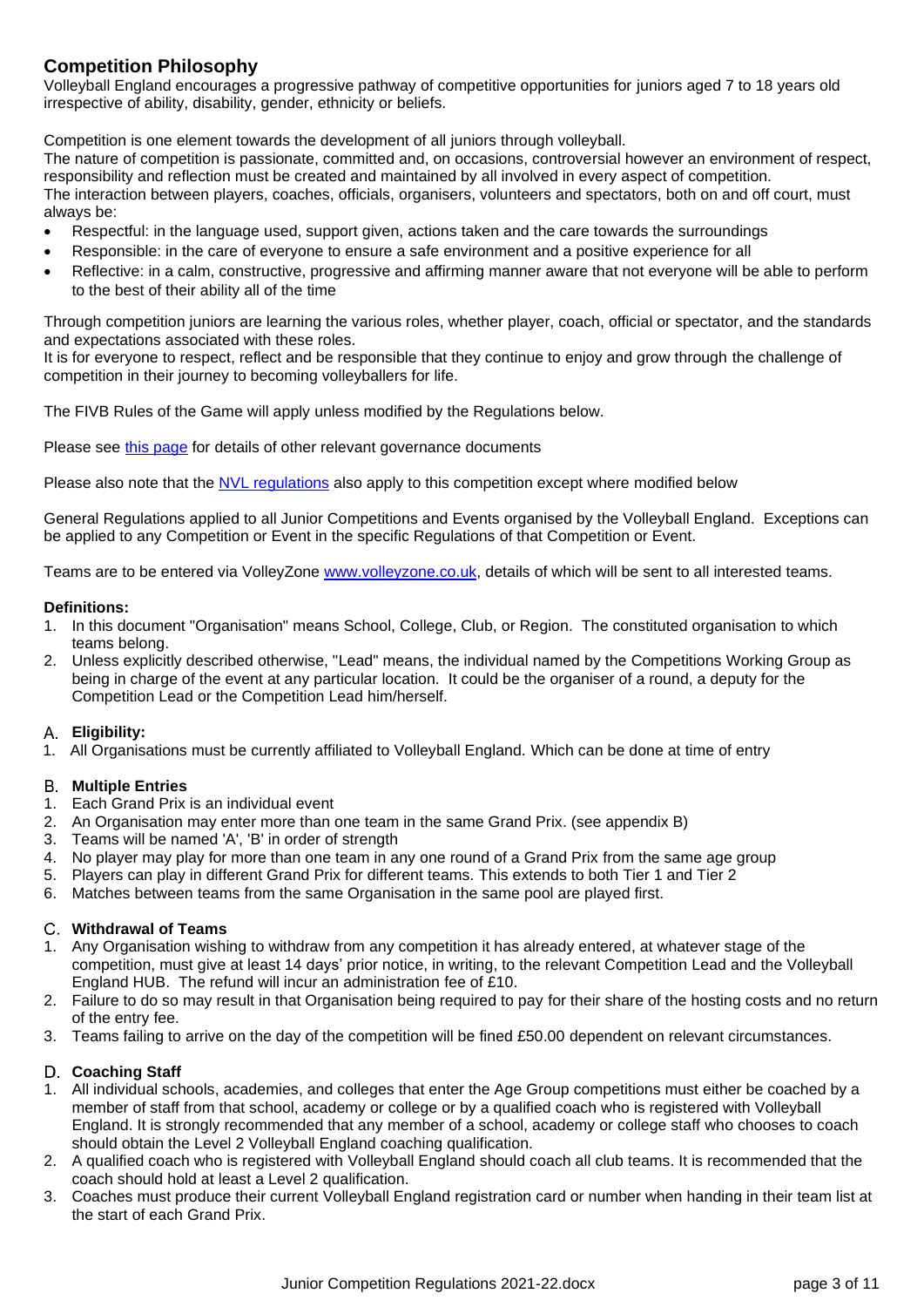## Competition Philosophy

Volleyball England encourages a progressive pathway of competitive opportunities for juniors aged 7 to 18 years old irrespective of ability, disability, gender, ethnicity or beliefs.

Competition is one element towards the development of all juniors through volleyball.
The nature of competition is passionate, committed and, on occasions, controversial however an environment of respect, responsibility and reflection must be created and maintained by all involved in every aspect of competition.
The interaction between players, coaches, officials, organisers, volunteers and spectators, both on and off court, must always be:

- Respectful: in the language used, support given, actions taken and the care towards the surroundings
- Responsible: in the care of everyone to ensure a safe environment and a positive experience for all
- Reflective: in a calm, constructive, progressive and affirming manner aware that not everyone will be able to perform to the best of their ability all of the time

Through competition juniors are learning the various roles, whether player, coach, official or spectator, and the standards and expectations associated with these roles.
It is for everyone to respect, reflect and be responsible that they continue to enjoy and grow through the challenge of competition in their journey to becoming volleyballers for life.

The FIVB Rules of the Game will apply unless modified by the Regulations below.

Please see this page for details of other relevant governance documents

Please also note that the NVL regulations also apply to this competition except where modified below

General Regulations applied to all Junior Competitions and Events organised by the Volleyball England. Exceptions can be applied to any Competition or Event in the specific Regulations of that Competition or Event.

Teams are to be entered via VolleyZone www.volleyzone.co.uk, details of which will be sent to all interested teams.

**Definitions:**

1. In this document "Organisation" means School, College, Club, or Region. The constituted organisation to which teams belong.
2. Unless explicitly described otherwise, "Lead" means, the individual named by the Competitions Working Group as being in charge of the event at any particular location. It could be the organiser of a round, a deputy for the Competition Lead or the Competition Lead him/herself.

### A. Eligibility:

1. All Organisations must be currently affiliated to Volleyball England. Which can be done at time of entry

### B. Multiple Entries

1. Each Grand Prix is an individual event
2. An Organisation may enter more than one team in the same Grand Prix. (see appendix B)
3. Teams will be named 'A', 'B' in order of strength
4. No player may play for more than one team in any one round of a Grand Prix from the same age group
5. Players can play in different Grand Prix for different teams. This extends to both Tier 1 and Tier 2
6. Matches between teams from the same Organisation in the same pool are played first.

### C. Withdrawal of Teams

1. Any Organisation wishing to withdraw from any competition it has already entered, at whatever stage of the competition, must give at least 14 days' prior notice, in writing, to the relevant Competition Lead and the Volleyball England HUB. The refund will incur an administration fee of £10.
2. Failure to do so may result in that Organisation being required to pay for their share of the hosting costs and no return of the entry fee.
3. Teams failing to arrive on the day of the competition will be fined £50.00 dependent on relevant circumstances.

### D. Coaching Staff

1. All individual schools, academies, and colleges that enter the Age Group competitions must either be coached by a member of staff from that school, academy or college or by a qualified coach who is registered with Volleyball England. It is strongly recommended that any member of a school, academy or college staff who chooses to coach should obtain the Level 2 Volleyball England coaching qualification.
2. A qualified coach who is registered with Volleyball England should coach all club teams. It is recommended that the coach should hold at least a Level 2 qualification.
3. Coaches must produce their current Volleyball England registration card or number when handing in their team list at the start of each Grand Prix.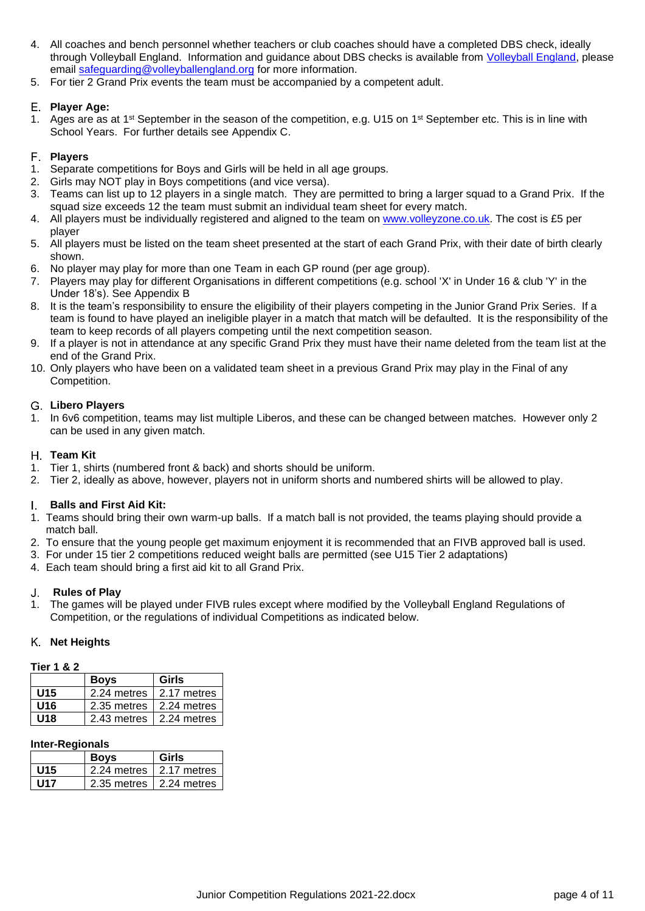4. All coaches and bench personnel whether teachers or club coaches should have a completed DBS check, ideally through Volleyball England. Information and guidance about DBS checks is available from Volleyball England, please email safeguarding@volleyballengland.org for more information.
5. For tier 2 Grand Prix events the team must be accompanied by a competent adult.

## E. Player Age:

1. Ages are as at 1st September in the season of the competition, e.g. U15 on 1st September etc. This is in line with School Years. For further details see Appendix C.

## F. Players

1. Separate competitions for Boys and Girls will be held in all age groups.
2. Girls may NOT play in Boys competitions (and vice versa).
3. Teams can list up to 12 players in a single match. They are permitted to bring a larger squad to a Grand Prix. If the squad size exceeds 12 the team must submit an individual team sheet for every match.
4. All players must be individually registered and aligned to the team on www.volleyzone.co.uk. The cost is £5 per player
5. All players must be listed on the team sheet presented at the start of each Grand Prix, with their date of birth clearly shown.
6. No player may play for more than one Team in each GP round (per age group).
7. Players may play for different Organisations in different competitions (e.g. school 'X' in Under 16 & club 'Y' in the Under 18's). See Appendix B
8. It is the team's responsibility to ensure the eligibility of their players competing in the Junior Grand Prix Series. If a team is found to have played an ineligible player in a match that match will be defaulted. It is the responsibility of the team to keep records of all players competing until the next competition season.
9. If a player is not in attendance at any specific Grand Prix they must have their name deleted from the team list at the end of the Grand Prix.
10. Only players who have been on a validated team sheet in a previous Grand Prix may play in the Final of any Competition.

## G. Libero Players

1. In 6v6 competition, teams may list multiple Liberos, and these can be changed between matches. However only 2 can be used in any given match.

## H. Team Kit

1. Tier 1, shirts (numbered front & back) and shorts should be uniform.
2. Tier 2, ideally as above, however, players not in uniform shorts and numbered shirts will be allowed to play.

## I. Balls and First Aid Kit:

1. Teams should bring their own warm-up balls. If a match ball is not provided, the teams playing should provide a match ball.
2. To ensure that the young people get maximum enjoyment it is recommended that an FIVB approved ball is used.
3. For under 15 tier 2 competitions reduced weight balls are permitted (see U15 Tier 2 adaptations)
4. Each team should bring a first aid kit to all Grand Prix.

## J. Rules of Play

1. The games will be played under FIVB rules except where modified by the Volleyball England Regulations of Competition, or the regulations of individual Competitions as indicated below.

## K. Net Heights

**Tier 1 & 2**

| | Boys | Girls |
|---|---|---|
| **U15** | 2.24 metres | 2.17 metres |
| **U16** | 2.35 metres | 2.24 metres |
| **U18** | 2.43 metres | 2.24 metres |

**Inter-Regionals**

| | Boys | Girls |
|---|---|---|
| **U15** | 2.24 metres | 2.17 metres |
| **U17** | 2.35 metres | 2.24 metres |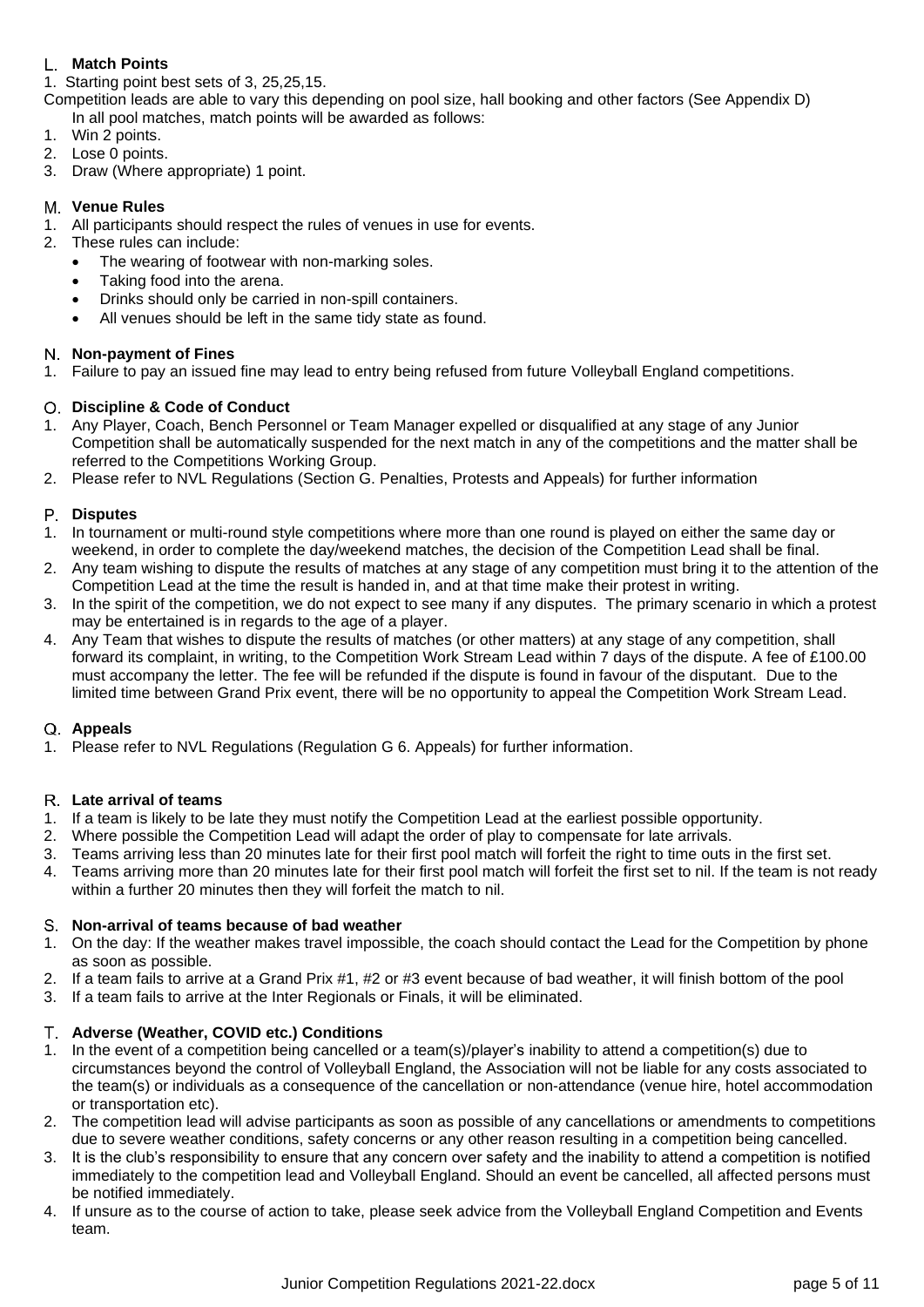## L. Match Points

1. Starting point best sets of 3, 25,25,15.

Competition leads are able to vary this depending on pool size, hall booking and other factors (See Appendix D)
In all pool matches, match points will be awarded as follows:

1. Win 2 points.
2. Lose 0 points.
3. Draw (Where appropriate) 1 point.

## M. Venue Rules

1. All participants should respect the rules of venues in use for events.
2. These rules can include:
   - The wearing of footwear with non-marking soles.
   - Taking food into the arena.
   - Drinks should only be carried in non-spill containers.
   - All venues should be left in the same tidy state as found.

## N. Non-payment of Fines

1. Failure to pay an issued fine may lead to entry being refused from future Volleyball England competitions.

## O. Discipline & Code of Conduct

1. Any Player, Coach, Bench Personnel or Team Manager expelled or disqualified at any stage of any Junior Competition shall be automatically suspended for the next match in any of the competitions and the matter shall be referred to the Competitions Working Group.
2. Please refer to NVL Regulations (Section G. Penalties, Protests and Appeals) for further information

## P. Disputes

1. In tournament or multi-round style competitions where more than one round is played on either the same day or weekend, in order to complete the day/weekend matches, the decision of the Competition Lead shall be final.
2. Any team wishing to dispute the results of matches at any stage of any competition must bring it to the attention of the Competition Lead at the time the result is handed in, and at that time make their protest in writing.
3. In the spirit of the competition, we do not expect to see many if any disputes. The primary scenario in which a protest may be entertained is in regards to the age of a player.
4. Any Team that wishes to dispute the results of matches (or other matters) at any stage of any competition, shall forward its complaint, in writing, to the Competition Work Stream Lead within 7 days of the dispute. A fee of £100.00 must accompany the letter. The fee will be refunded if the dispute is found in favour of the disputant. Due to the limited time between Grand Prix event, there will be no opportunity to appeal the Competition Work Stream Lead.

## Q. Appeals

1. Please refer to NVL Regulations (Regulation G 6. Appeals) for further information.

## R. Late arrival of teams

1. If a team is likely to be late they must notify the Competition Lead at the earliest possible opportunity.
2. Where possible the Competition Lead will adapt the order of play to compensate for late arrivals.
3. Teams arriving less than 20 minutes late for their first pool match will forfeit the right to time outs in the first set.
4. Teams arriving more than 20 minutes late for their first pool match will forfeit the first set to nil. If the team is not ready within a further 20 minutes then they will forfeit the match to nil.

## S. Non-arrival of teams because of bad weather

1. On the day: If the weather makes travel impossible, the coach should contact the Lead for the Competition by phone as soon as possible.
2. If a team fails to arrive at a Grand Prix #1, #2 or #3 event because of bad weather, it will finish bottom of the pool
3. If a team fails to arrive at the Inter Regionals or Finals, it will be eliminated.

## T. Adverse (Weather, COVID etc.) Conditions

1. In the event of a competition being cancelled or a team(s)/player's inability to attend a competition(s) due to circumstances beyond the control of Volleyball England, the Association will not be liable for any costs associated to the team(s) or individuals as a consequence of the cancellation or non-attendance (venue hire, hotel accommodation or transportation etc).
2. The competition lead will advise participants as soon as possible of any cancellations or amendments to competitions due to severe weather conditions, safety concerns or any other reason resulting in a competition being cancelled.
3. It is the club's responsibility to ensure that any concern over safety and the inability to attend a competition is notified immediately to the competition lead and Volleyball England. Should an event be cancelled, all affected persons must be notified immediately.
4. If unsure as to the course of action to take, please seek advice from the Volleyball England Competition and Events team.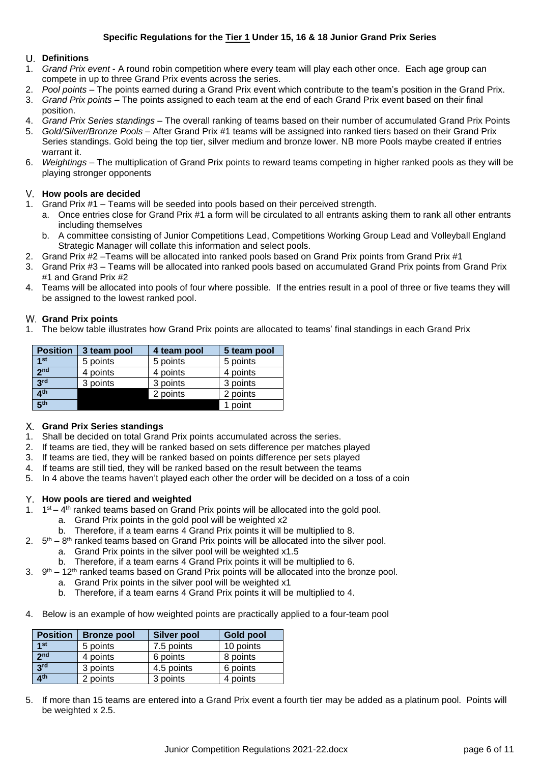**Specific Regulations for the Tier 1 Under 15, 16 & 18 Junior Grand Prix Series**

## U. Definitions

1. *Grand Prix event* - A round robin competition where every team will play each other once. Each age group can compete in up to three Grand Prix events across the series.
2. *Pool points* – The points earned during a Grand Prix event which contribute to the team's position in the Grand Prix.
3. *Grand Prix points* – The points assigned to each team at the end of each Grand Prix event based on their final position.
4. *Grand Prix Series standings* – The overall ranking of teams based on their number of accumulated Grand Prix Points
5. *Gold/Silver/Bronze Pools* – After Grand Prix #1 teams will be assigned into ranked tiers based on their Grand Prix Series standings. Gold being the top tier, silver medium and bronze lower. NB more Pools maybe created if entries warrant it.
6. *Weightings* – The multiplication of Grand Prix points to reward teams competing in higher ranked pools as they will be playing stronger opponents

## V. How pools are decided

1. Grand Prix #1 – Teams will be seeded into pools based on their perceived strength.
   a. Once entries close for Grand Prix #1 a form will be circulated to all entrants asking them to rank all other entrants including themselves
   b. A committee consisting of Junior Competitions Lead, Competitions Working Group Lead and Volleyball England Strategic Manager will collate this information and select pools.
2. Grand Prix #2 –Teams will be allocated into ranked pools based on Grand Prix points from Grand Prix #1
3. Grand Prix #3 – Teams will be allocated into ranked pools based on accumulated Grand Prix points from Grand Prix #1 and Grand Prix #2
4. Teams will be allocated into pools of four where possible. If the entries result in a pool of three or five teams they will be assigned to the lowest ranked pool.

## W. Grand Prix points

1. The below table illustrates how Grand Prix points are allocated to teams' final standings in each Grand Prix

| Position | 3 team pool | 4 team pool | 5 team pool |
|---|---|---|---|
| 1st | 5 points | 5 points | 5 points |
| 2nd | 4 points | 4 points | 4 points |
| 3rd | 3 points | 3 points | 3 points |
| 4th | | 2 points | 2 points |
| 5th | | | 1 point |

## X. Grand Prix Series standings

1. Shall be decided on total Grand Prix points accumulated across the series.
2. If teams are tied, they will be ranked based on sets difference per matches played
3. If teams are tied, they will be ranked based on points difference per sets played
4. If teams are still tied, they will be ranked based on the result between the teams
5. In 4 above the teams haven't played each other the order will be decided on a toss of a coin

## Y. How pools are tiered and weighted

1. 1st – 4th ranked teams based on Grand Prix points will be allocated into the gold pool.
   a. Grand Prix points in the gold pool will be weighted x2
   b. Therefore, if a team earns 4 Grand Prix points it will be multiplied to 8.
2. 5th – 8th ranked teams based on Grand Prix points will be allocated into the silver pool.
   a. Grand Prix points in the silver pool will be weighted x1.5
   b. Therefore, if a team earns 4 Grand Prix points it will be multiplied to 6.
3. 9th – 12th ranked teams based on Grand Prix points will be allocated into the bronze pool.
   a. Grand Prix points in the silver pool will be weighted x1
   b. Therefore, if a team earns 4 Grand Prix points it will be multiplied to 4.
4. Below is an example of how weighted points are practically applied to a four-team pool

| Position | Bronze pool | Silver pool | Gold pool |
|---|---|---|---|
| 1st | 5 points | 7.5 points | 10 points |
| 2nd | 4 points | 6 points | 8 points |
| 3rd | 3 points | 4.5 points | 6 points |
| 4th | 2 points | 3 points | 4 points |

5. If more than 15 teams are entered into a Grand Prix event a fourth tier may be added as a platinum pool. Points will be weighted x 2.5.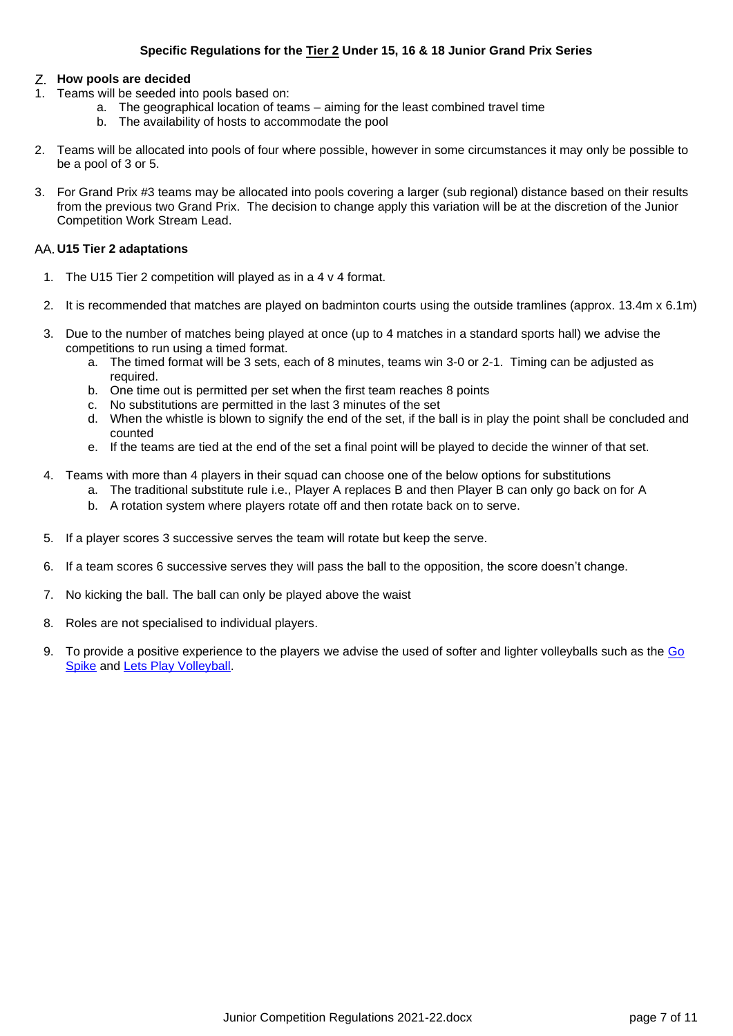### Specific Regulations for the Tier 2 Under 15, 16 & 18 Junior Grand Prix Series

### Z. How pools are decided

1. Teams will be seeded into pools based on:
   a. The geographical location of teams – aiming for the least combined travel time
   b. The availability of hosts to accommodate the pool

2. Teams will be allocated into pools of four where possible, however in some circumstances it may only be possible to be a pool of 3 or 5.

3. For Grand Prix #3 teams may be allocated into pools covering a larger (sub regional) distance based on their results from the previous two Grand Prix. The decision to change apply this variation will be at the discretion of the Junior Competition Work Stream Lead.

### AA. U15 Tier 2 adaptations

1. The U15 Tier 2 competition will played as in a 4 v 4 format.

2. It is recommended that matches are played on badminton courts using the outside tramlines (approx. 13.4m x 6.1m)

3. Due to the number of matches being played at once (up to 4 matches in a standard sports hall) we advise the competitions to run using a timed format.
   a. The timed format will be 3 sets, each of 8 minutes, teams win 3-0 or 2-1. Timing can be adjusted as required.
   b. One time out is permitted per set when the first team reaches 8 points
   c. No substitutions are permitted in the last 3 minutes of the set
   d. When the whistle is blown to signify the end of the set, if the ball is in play the point shall be concluded and counted
   e. If the teams are tied at the end of the set a final point will be played to decide the winner of that set.

4. Teams with more than 4 players in their squad can choose one of the below options for substitutions
   a. The traditional substitute rule i.e., Player A replaces B and then Player B can only go back on for A
   b. A rotation system where players rotate off and then rotate back on to serve.

5. If a player scores 3 successive serves the team will rotate but keep the serve.

6. If a team scores 6 successive serves they will pass the ball to the opposition, the score doesn't change.

7. No kicking the ball. The ball can only be played above the waist

8. Roles are not specialised to individual players.

9. To provide a positive experience to the players we advise the used of softer and lighter volleyballs such as the Go Spike and Lets Play Volleyball.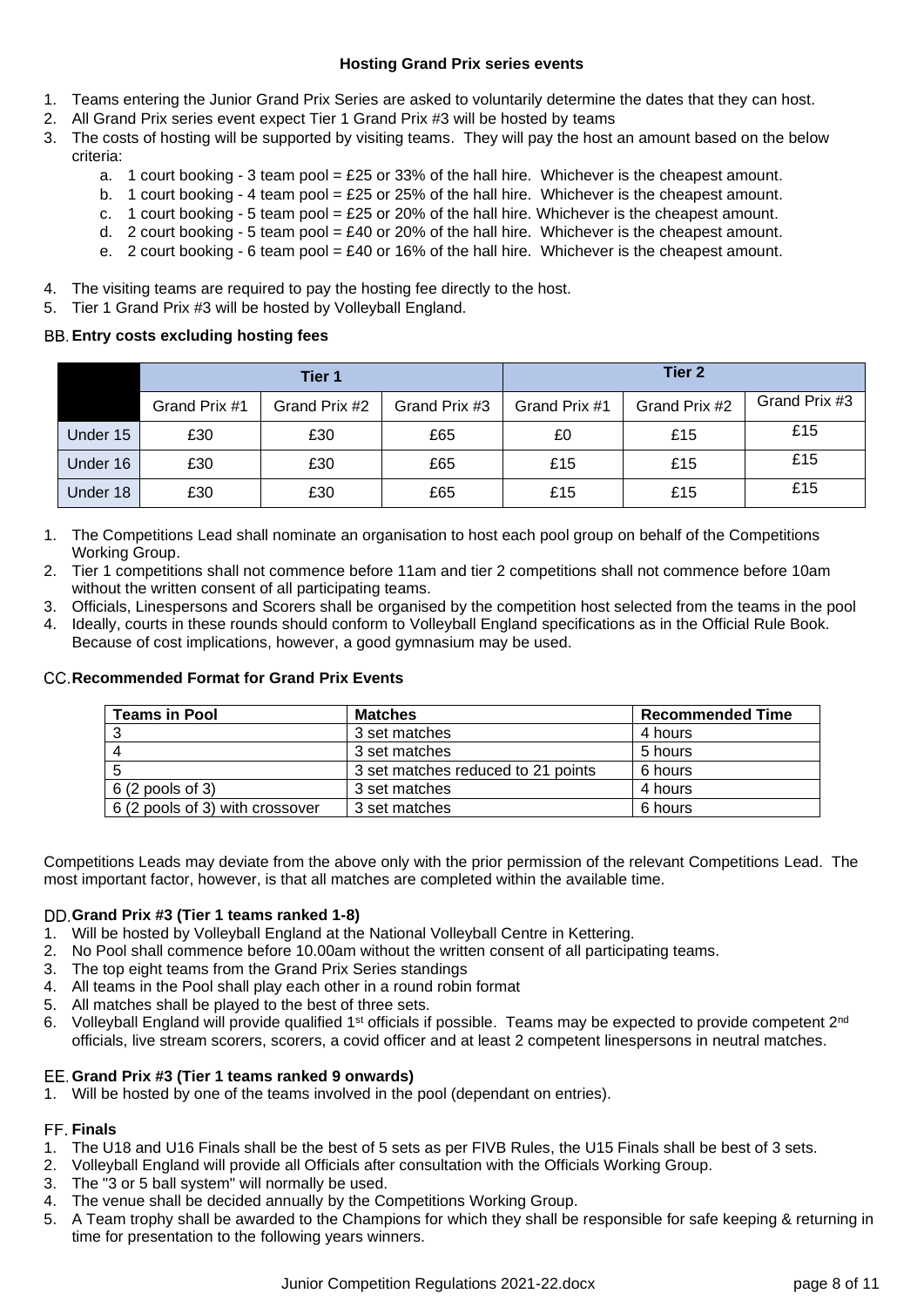**Hosting Grand Prix series events**

1. Teams entering the Junior Grand Prix Series are asked to voluntarily determine the dates that they can host.
2. All Grand Prix series event expect Tier 1 Grand Prix #3 will be hosted by teams
3. The costs of hosting will be supported by visiting teams. They will pay the host an amount based on the below criteria:
    a. 1 court booking - 3 team pool = £25 or 33% of the hall hire. Whichever is the cheapest amount.
    b. 1 court booking - 4 team pool = £25 or 25% of the hall hire. Whichever is the cheapest amount.
    c. 1 court booking - 5 team pool = £25 or 20% of the hall hire. Whichever is the cheapest amount.
    d. 2 court booking - 5 team pool = £40 or 20% of the hall hire. Whichever is the cheapest amount.
    e. 2 court booking - 6 team pool = £40 or 16% of the hall hire. Whichever is the cheapest amount.
4. The visiting teams are required to pay the hosting fee directly to the host.
5. Tier 1 Grand Prix #3 will be hosted by Volleyball England.

## BB. Entry costs excluding hosting fees

| | Tier 1 | | | Tier 2 | | |
|---|---|---|---|---|---|---|
| | Grand Prix #1 | Grand Prix #2 | Grand Prix #3 | Grand Prix #1 | Grand Prix #2 | Grand Prix #3 |
| Under 15 | £30 | £30 | £65 | £0 | £15 | £15 |
| Under 16 | £30 | £30 | £65 | £15 | £15 | £15 |
| Under 18 | £30 | £30 | £65 | £15 | £15 | £15 |

1. The Competitions Lead shall nominate an organisation to host each pool group on behalf of the Competitions Working Group.
2. Tier 1 competitions shall not commence before 11am and tier 2 competitions shall not commence before 10am without the written consent of all participating teams.
3. Officials, Linespersons and Scorers shall be organised by the competition host selected from the teams in the pool
4. Ideally, courts in these rounds should conform to Volleyball England specifications as in the Official Rule Book. Because of cost implications, however, a good gymnasium may be used.

## CC. Recommended Format for Grand Prix Events

| Teams in Pool | Matches | Recommended Time |
|---|---|---|
| 3 | 3 set matches | 4 hours |
| 4 | 3 set matches | 5 hours |
| 5 | 3 set matches reduced to 21 points | 6 hours |
| 6 (2 pools of 3) | 3 set matches | 4 hours |
| 6 (2 pools of 3) with crossover | 3 set matches | 6 hours |

Competitions Leads may deviate from the above only with the prior permission of the relevant Competitions Lead. The most important factor, however, is that all matches are completed within the available time.

## DD. Grand Prix #3 (Tier 1 teams ranked 1-8)

1. Will be hosted by Volleyball England at the National Volleyball Centre in Kettering.
2. No Pool shall commence before 10.00am without the written consent of all participating teams.
3. The top eight teams from the Grand Prix Series standings
4. All teams in the Pool shall play each other in a round robin format
5. All matches shall be played to the best of three sets.
6. Volleyball England will provide qualified 1st officials if possible. Teams may be expected to provide competent 2nd officials, live stream scorers, scorers, a covid officer and at least 2 competent linespersons in neutral matches.

## EE. Grand Prix #3 (Tier 1 teams ranked 9 onwards)

1. Will be hosted by one of the teams involved in the pool (dependant on entries).

## FF. Finals

1. The U18 and U16 Finals shall be the best of 5 sets as per FIVB Rules, the U15 Finals shall be best of 3 sets.
2. Volleyball England will provide all Officials after consultation with the Officials Working Group.
3. The "3 or 5 ball system" will normally be used.
4. The venue shall be decided annually by the Competitions Working Group.
5. A Team trophy shall be awarded to the Champions for which they shall be responsible for safe keeping & returning in time for presentation to the following years winners.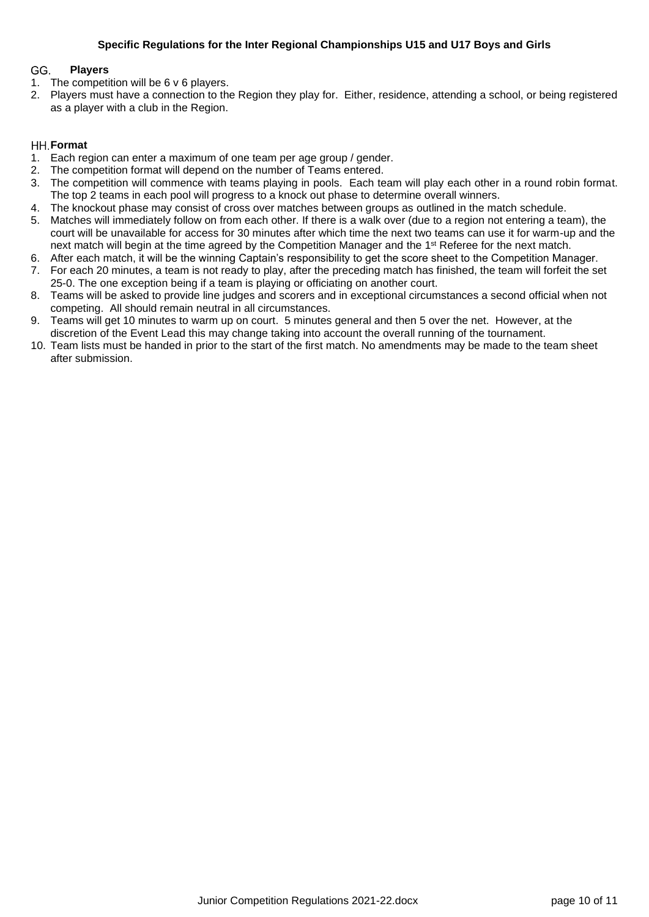**Specific Regulations for the Inter Regional Championships U15 and U17 Boys and Girls**

## GG. Players

1. The competition will be 6 v 6 players.
2. Players must have a connection to the Region they play for. Either, residence, attending a school, or being registered as a player with a club in the Region.

## HH. Format

1. Each region can enter a maximum of one team per age group / gender.
2. The competition format will depend on the number of Teams entered.
3. The competition will commence with teams playing in pools. Each team will play each other in a round robin format. The top 2 teams in each pool will progress to a knock out phase to determine overall winners.
4. The knockout phase may consist of cross over matches between groups as outlined in the match schedule.
5. Matches will immediately follow on from each other. If there is a walk over (due to a region not entering a team), the court will be unavailable for access for 30 minutes after which time the next two teams can use it for warm-up and the next match will begin at the time agreed by the Competition Manager and the 1st Referee for the next match.
6. After each match, it will be the winning Captain's responsibility to get the score sheet to the Competition Manager.
7. For each 20 minutes, a team is not ready to play, after the preceding match has finished, the team will forfeit the set 25-0. The one exception being if a team is playing or officiating on another court.
8. Teams will be asked to provide line judges and scorers and in exceptional circumstances a second official when not competing. All should remain neutral in all circumstances.
9. Teams will get 10 minutes to warm up on court. 5 minutes general and then 5 over the net. However, at the discretion of the Event Lead this may change taking into account the overall running of the tournament.
10. Team lists must be handed in prior to the start of the first match. No amendments may be made to the team sheet after submission.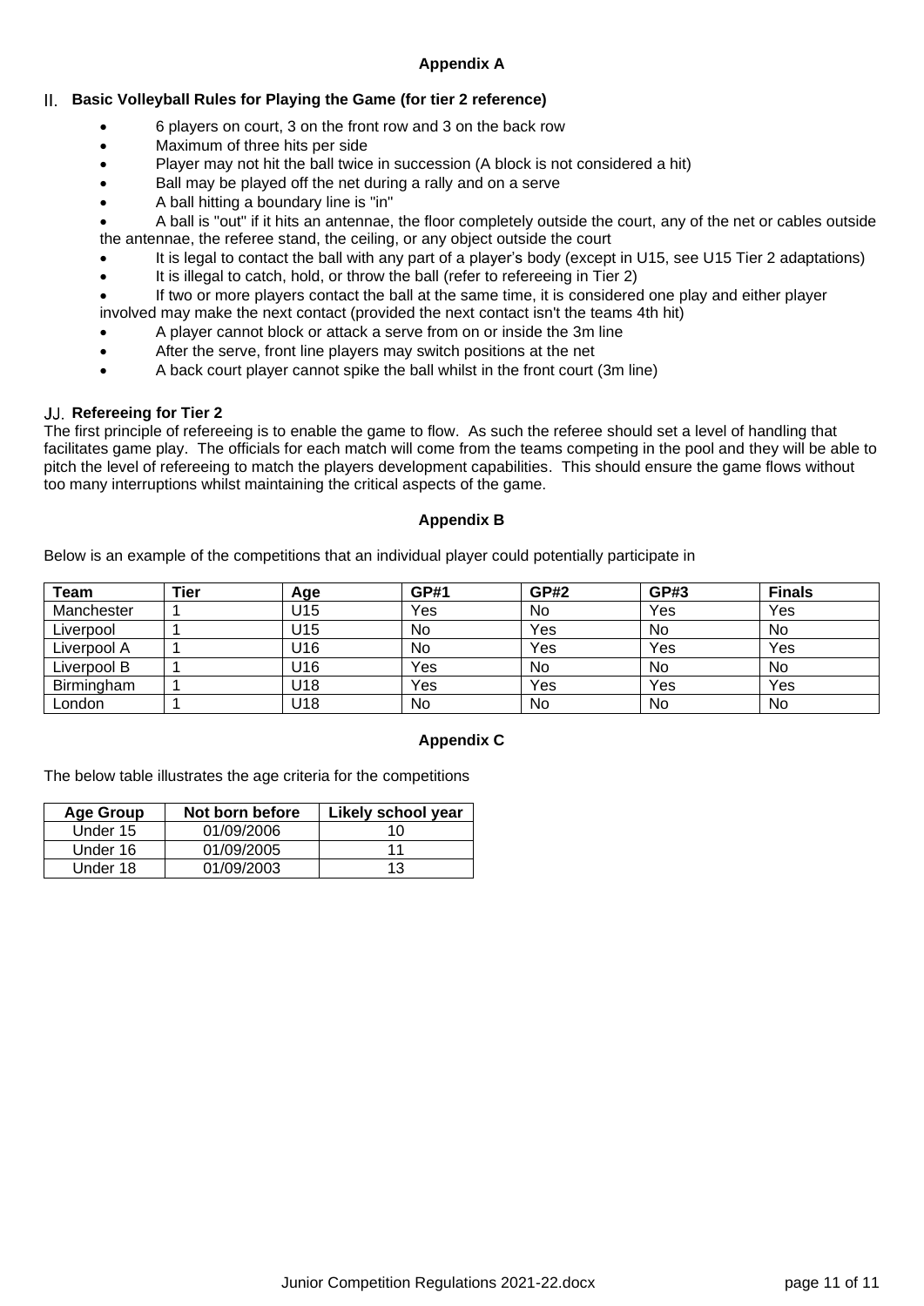**Appendix A**

## II. Basic Volleyball Rules for Playing the Game (for tier 2 reference)

- 6 players on court, 3 on the front row and 3 on the back row
- Maximum of three hits per side
- Player may not hit the ball twice in succession (A block is not considered a hit)
- Ball may be played off the net during a rally and on a serve
- A ball hitting a boundary line is "in"
- A ball is "out" if it hits an antennae, the floor completely outside the court, any of the net or cables outside the antennae, the referee stand, the ceiling, or any object outside the court
- It is legal to contact the ball with any part of a player's body (except in U15, see U15 Tier 2 adaptations)
- It is illegal to catch, hold, or throw the ball (refer to refereeing in Tier 2)
- If two or more players contact the ball at the same time, it is considered one play and either player involved may make the next contact (provided the next contact isn't the teams 4th hit)
- A player cannot block or attack a serve from on or inside the 3m line
- After the serve, front line players may switch positions at the net
- A back court player cannot spike the ball whilst in the front court (3m line)

## JJ. Refereeing for Tier 2

The first principle of refereeing is to enable the game to flow. As such the referee should set a level of handling that facilitates game play. The officials for each match will come from the teams competing in the pool and they will be able to pitch the level of refereeing to match the players development capabilities. This should ensure the game flows without too many interruptions whilst maintaining the critical aspects of the game.

**Appendix B**

Below is an example of the competitions that an individual player could potentially participate in

| Team | Tier | Age | GP#1 | GP#2 | GP#3 | Finals |
|---|---|---|---|---|---|---|
| Manchester | 1 | U15 | Yes | No | Yes | Yes |
| Liverpool | 1 | U15 | No | Yes | No | No |
| Liverpool A | 1 | U16 | No | Yes | Yes | Yes |
| Liverpool B | 1 | U16 | Yes | No | No | No |
| Birmingham | 1 | U18 | Yes | Yes | Yes | Yes |
| London | 1 | U18 | No | No | No | No |

**Appendix C**

The below table illustrates the age criteria for the competitions

| Age Group | Not born before | Likely school year |
|---|---|---|
| Under 15 | 01/09/2006 | 10 |
| Under 16 | 01/09/2005 | 11 |
| Under 18 | 01/09/2003 | 13 |